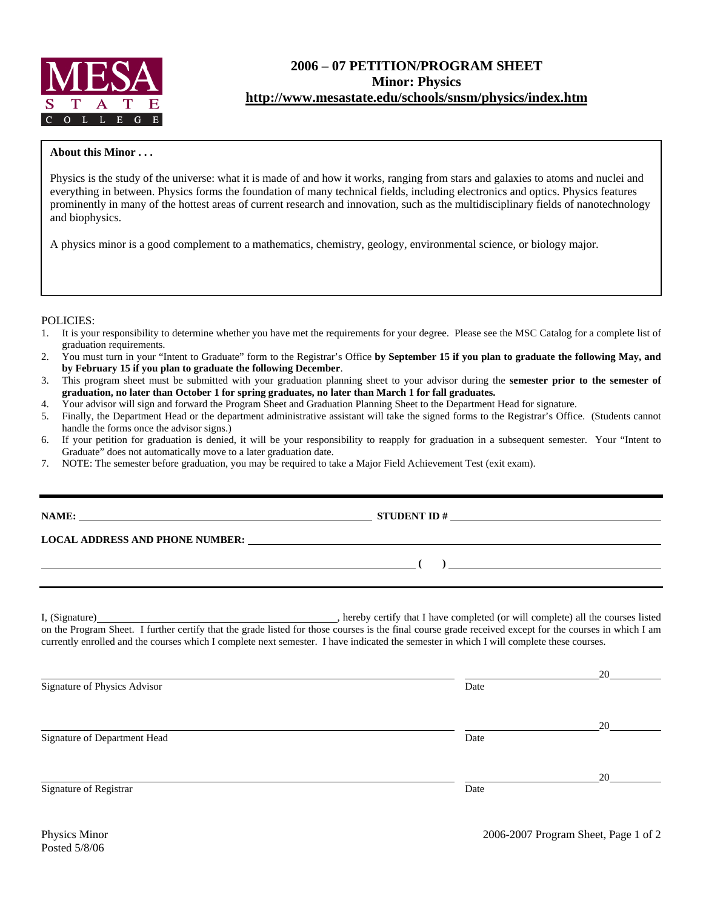MESA STATE COLLEGE

# 2006 – 07 PETITION/PROGRAM SHEET
## Minor: Physics
**http://www.mesastate.edu/schools/snsm/physics/index.htm**

**About this Minor . . .**

Physics is the study of the universe: what it is made of and how it works, ranging from stars and galaxies to atoms and nuclei and everything in between. Physics forms the foundation of many technical fields, including electronics and optics. Physics features prominently in many of the hottest areas of current research and innovation, such as the multidisciplinary fields of nanotechnology and biophysics.

A physics minor is a good complement to a mathematics, chemistry, geology, environmental science, or biology major.

POLICIES:

1. It is your responsibility to determine whether you have met the requirements for your degree. Please see the MSC Catalog for a complete list of graduation requirements.
2. You must turn in your "Intent to Graduate" form to the Registrar's Office **by September 15 if you plan to graduate the following May, and by February 15 if you plan to graduate the following December**.
3. This program sheet must be submitted with your graduation planning sheet to your advisor during the **semester prior to the semester of graduation, no later than October 1 for spring graduates, no later than March 1 for fall graduates.**
4. Your advisor will sign and forward the Program Sheet and Graduation Planning Sheet to the Department Head for signature.
5. Finally, the Department Head or the department administrative assistant will take the signed forms to the Registrar's Office. (Students cannot handle the forms once the advisor signs.)
6. If your petition for graduation is denied, it will be your responsibility to reapply for graduation in a subsequent semester. Your "Intent to Graduate" does not automatically move to a later graduation date.
7. NOTE: The semester before graduation, you may be required to take a Major Field Achievement Test (exit exam).

---

**NAME:** ______________________________ **STUDENT ID #** ______________________________

**LOCAL ADDRESS AND PHONE NUMBER:** ______________________________

______________________________ **( )** ______________________________

I, (Signature)______________________________, hereby certify that I have completed (or will complete) all the courses listed on the Program Sheet. I further certify that the grade listed for those courses is the final course grade received except for the courses in which I am currently enrolled and the courses which I complete next semester. I have indicated the semester in which I will complete these courses.

______________________________ ______________20______
Signature of Physics Advisor Date

______________________________ ______________20______
Signature of Department Head Date

______________________________ ______________20______
Signature of Registrar Date

Physics Minor
Posted 5/8/06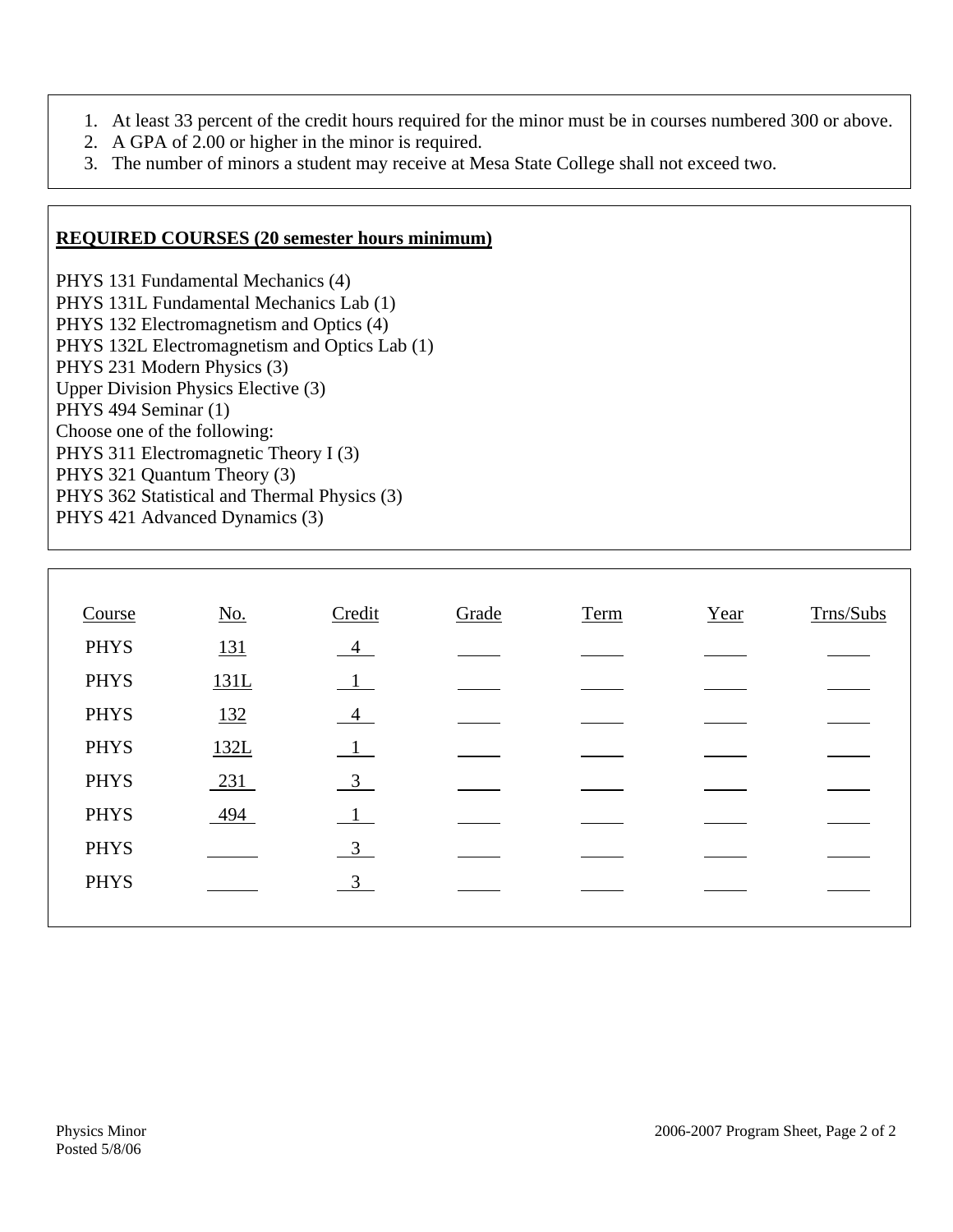1. At least 33 percent of the credit hours required for the minor must be in courses numbered 300 or above.
2. A GPA of 2.00 or higher in the minor is required.
3. The number of minors a student may receive at Mesa State College shall not exceed two.

## REQUIRED COURSES (20 semester hours minimum)

PHYS 131 Fundamental Mechanics (4)
PHYS 131L Fundamental Mechanics Lab (1)
PHYS 132 Electromagnetism and Optics (4)
PHYS 132L Electromagnetism and Optics Lab (1)
PHYS 231 Modern Physics (3)
Upper Division Physics Elective (3)
PHYS 494 Seminar (1)
Choose one of the following:
PHYS 311 Electromagnetic Theory I (3)
PHYS 321 Quantum Theory (3)
PHYS 362 Statistical and Thermal Physics (3)
PHYS 421 Advanced Dynamics (3)

| Course | No. | Credit | Grade | Term | Year | Trns/Subs |
|---|---|---|---|---|---|---|
| PHYS | 131 | 4 | | | | |
| PHYS | 131L | 1 | | | | |
| PHYS | 132 | 4 | | | | |
| PHYS | 132L | 1 | | | | |
| PHYS | 231 | 3 | | | | |
| PHYS | 494 | 1 | | | | |
| PHYS | | 3 | | | | |
| PHYS | | 3 | | | | |

Physics Minor
Posted 5/8/06